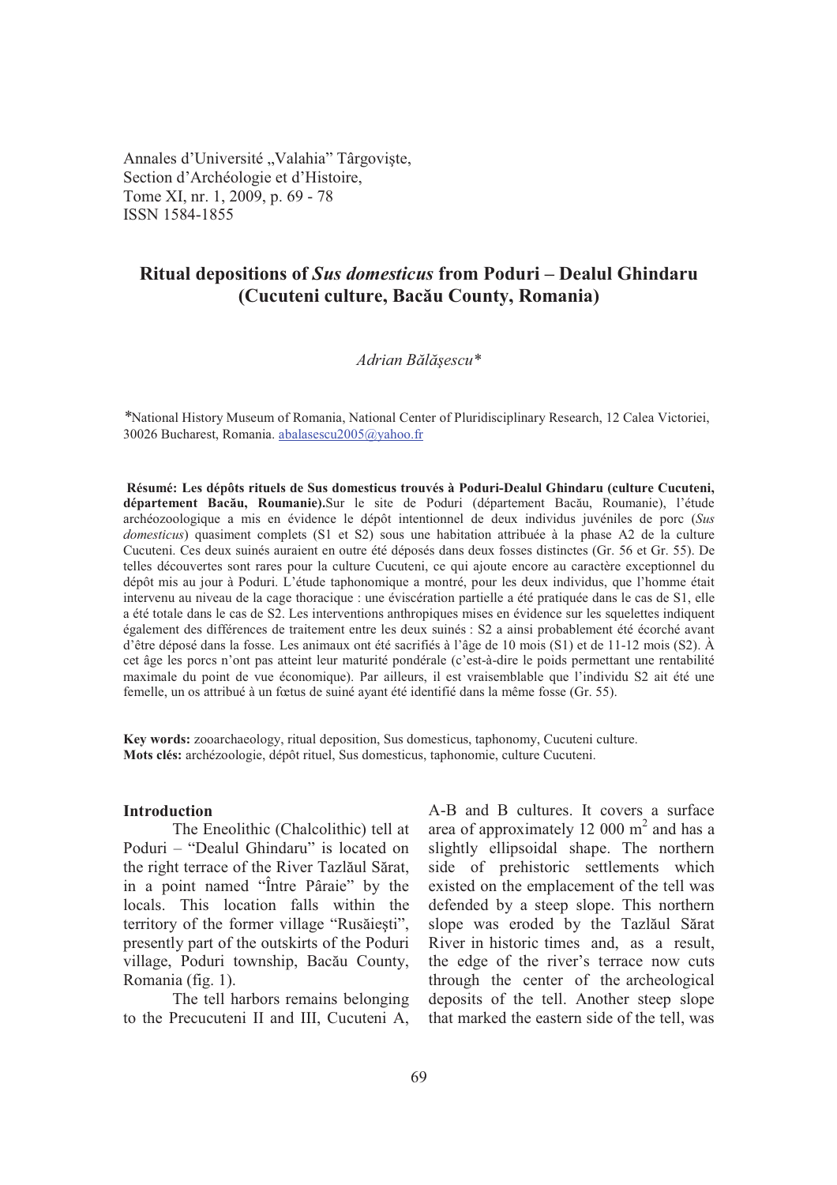Annales d'Université „Valahia" Târgovişte,
Section d'Archéologie et d'Histoire,
Tome XI, nr. 1, 2009, p. 69 - 78
ISSN 1584-1855

# Ritual depositions of *Sus domesticus* from Poduri – Dealul Ghindaru (Cucuteni culture, Bacău County, Romania)

*Adrian Bălăşescu**

*National History Museum of Romania, National Center of Pluridisciplinary Research, 12 Calea Victoriei, 30026 Bucharest, Romania. abalasescu2005@yahoo.fr

**Résumé: Les dépôts rituels de Sus domesticus trouvés à Poduri-Dealul Ghindaru (culture Cucuteni, département Bacău, Roumanie).** Sur le site de Poduri (département Bacău, Roumanie), l'étude archéozoologique a mis en évidence le dépôt intentionnel de deux individus juvéniles de porc (*Sus domesticus*) quasiment complets (S1 et S2) sous une habitation attribuée à la phase A2 de la culture Cucuteni. Ces deux suinés auraient en outre été déposés dans deux fosses distinctes (Gr. 56 et Gr. 55). De telles découvertes sont rares pour la culture Cucuteni, ce qui ajoute encore au caractère exceptionnel du dépôt mis au jour à Poduri. L'étude taphonomique a montré, pour les deux individus, que l'homme était intervenu au niveau de la cage thoracique : une éviscération partielle a été pratiquée dans le cas de S1, elle a été totale dans le cas de S2. Les interventions anthropiques mises en évidence sur les squelettes indiquent également des différences de traitement entre les deux suinés : S2 a ainsi probablement été écorché avant d'être déposé dans la fosse. Les animaux ont été sacrifiés à l'âge de 10 mois (S1) et de 11-12 mois (S2). À cet âge les porcs n'ont pas atteint leur maturité pondérale (c'est-à-dire le poids permettant une rentabilité maximale du point de vue économique). Par ailleurs, il est vraisemblable que l'individu S2 ait été une femelle, un os attribué à un fœtus de suiné ayant été identifié dans la même fosse (Gr. 55).

**Key words:** zooarchaeology, ritual deposition, Sus domesticus, taphonomy, Cucuteni culture.
**Mots clés:** archézoologie, dépôt rituel, Sus domesticus, taphonomie, culture Cucuteni.

## Introduction

The Eneolithic (Chalcolithic) tell at Poduri – "Dealul Ghindaru" is located on the right terrace of the River Tazlăul Sărat, in a point named "Între Pâraie" by the locals. This location falls within the territory of the former village "Rusăieşti", presently part of the outskirts of the Poduri village, Poduri township, Bacău County, Romania (fig. 1).

The tell harbors remains belonging to the Precucuteni II and III, Cucuteni A, A-B and B cultures. It covers a surface area of approximately 12 000 m$^2$ and has a slightly ellipsoidal shape. The northern side of prehistoric settlements which existed on the emplacement of the tell was defended by a steep slope. This northern slope was eroded by the Tazlăul Sărat River in historic times and, as a result, the edge of the river's terrace now cuts through the center of the archeological deposits of the tell. Another steep slope that marked the eastern side of the tell, was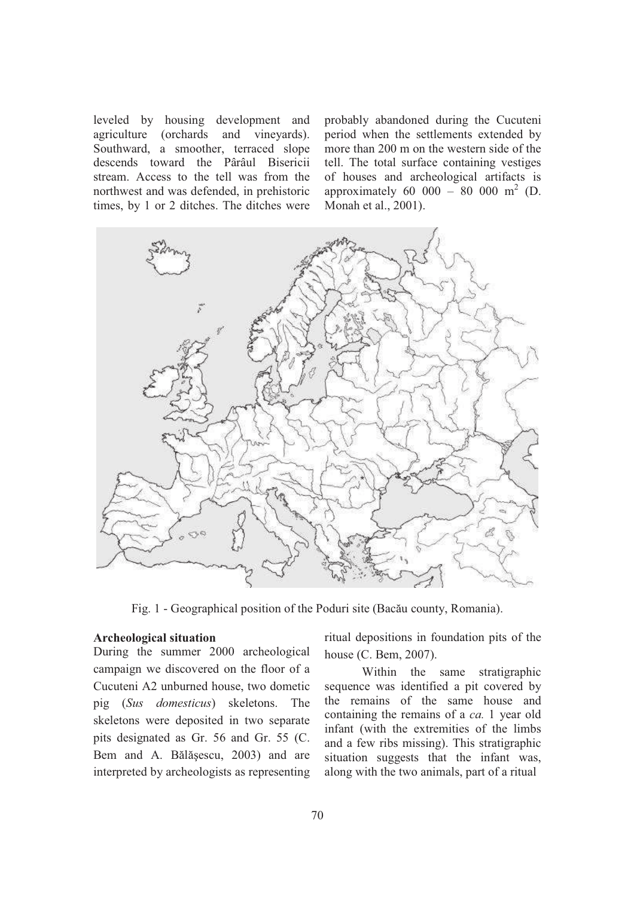leveled by housing development and agriculture (orchards and vineyards). Southward, a smoother, terraced slope descends toward the Pârâul Bisericii stream. Access to the tell was from the northwest and was defended, in prehistoric times, by 1 or 2 ditches. The ditches were probably abandoned during the Cucuteni period when the settlements extended by more than 200 m on the western side of the tell. The total surface containing vestiges of houses and archeological artifacts is approximately 60 000 – 80 000 m$^2$ (D. Monah et al., 2001).

Fig. 1 - Geographical position of the Poduri site (Bacău county, Romania).

**Archeological situation**

During the summer 2000 archeological campaign we discovered on the floor of a Cucuteni A2 unburned house, two dometic pig (*Sus domesticus*) skeletons. The skeletons were deposited in two separate pits designated as Gr. 56 and Gr. 55 (C. Bem and A. Bălăşescu, 2003) and are interpreted by archeologists as representing ritual depositions in foundation pits of the house (C. Bem, 2007).

Within the same stratigraphic sequence was identified a pit covered by the remains of the same house and containing the remains of a *ca.* 1 year old infant (with the extremities of the limbs and a few ribs missing). This stratigraphic situation suggests that the infant was, along with the two animals, part of a ritual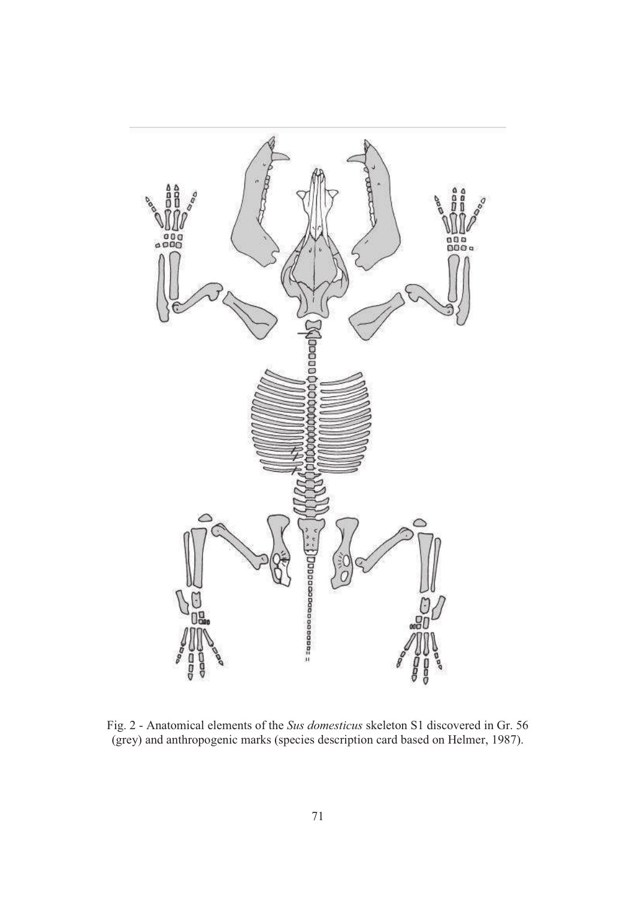Fig. 2 - Anatomical elements of the *Sus domesticus* skeleton S1 discovered in Gr. 56 (grey) and anthropogenic marks (species description card based on Helmer, 1987).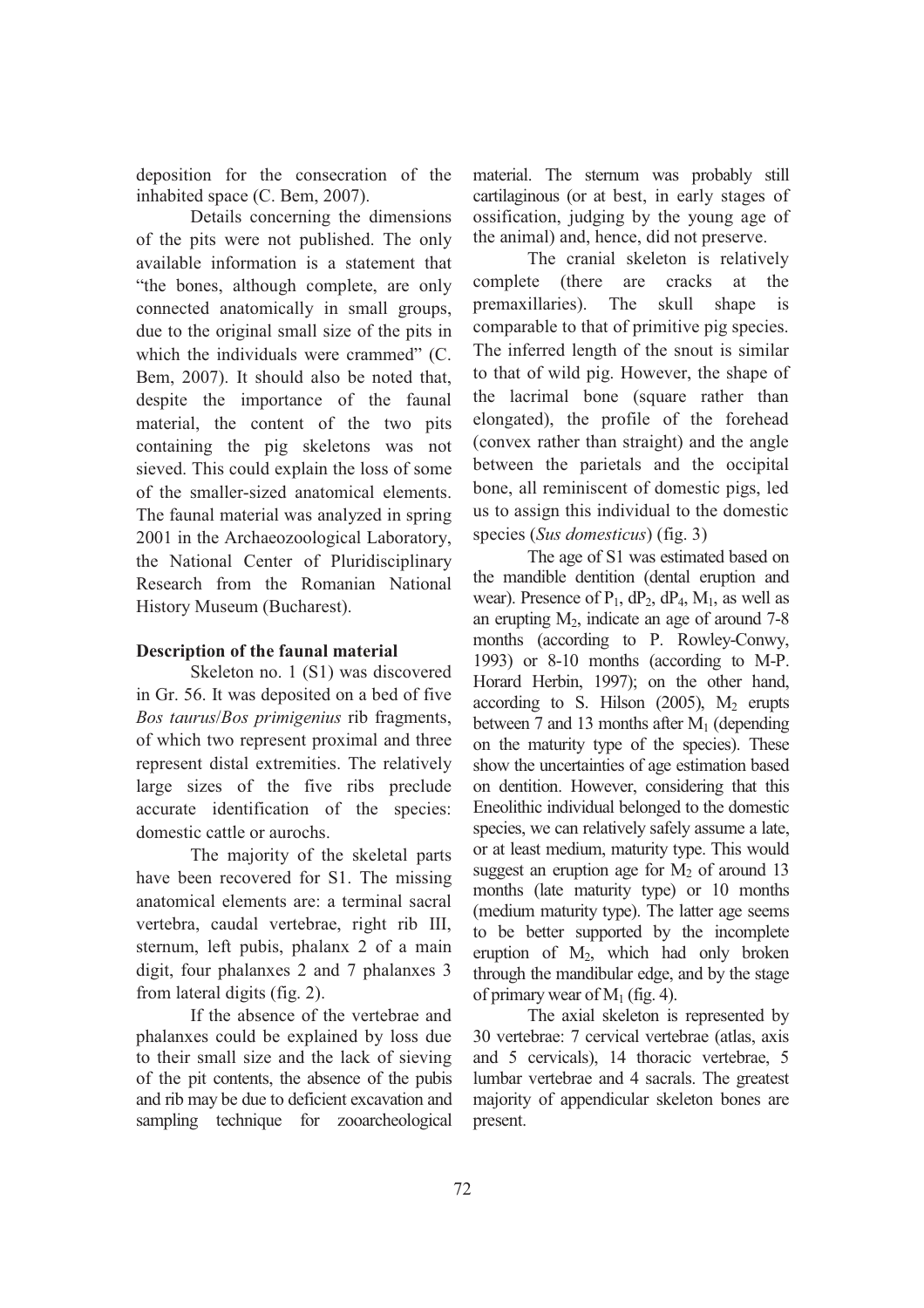deposition for the consecration of the inhabited space (C. Bem, 2007).

Details concerning the dimensions of the pits were not published. The only available information is a statement that "the bones, although complete, are only connected anatomically in small groups, due to the original small size of the pits in which the individuals were crammed" (C. Bem, 2007). It should also be noted that, despite the importance of the faunal material, the content of the two pits containing the pig skeletons was not sieved. This could explain the loss of some of the smaller-sized anatomical elements. The faunal material was analyzed in spring 2001 in the Archaeozoological Laboratory, the National Center of Pluridisciplinary Research from the Romanian National History Museum (Bucharest).

**Description of the faunal material**

Skeleton no. 1 (S1) was discovered in Gr. 56. It was deposited on a bed of five *Bos taurus*/*Bos primigenius* rib fragments, of which two represent proximal and three represent distal extremities. The relatively large sizes of the five ribs preclude accurate identification of the species: domestic cattle or aurochs.

The majority of the skeletal parts have been recovered for S1. The missing anatomical elements are: a terminal sacral vertebra, caudal vertebrae, right rib III, sternum, left pubis, phalanx 2 of a main digit, four phalanxes 2 and 7 phalanxes 3 from lateral digits (fig. 2).

If the absence of the vertebrae and phalanxes could be explained by loss due to their small size and the lack of sieving of the pit contents, the absence of the pubis and rib may be due to deficient excavation and sampling technique for zooarcheological material. The sternum was probably still cartilaginous (or at best, in early stages of ossification, judging by the young age of the animal) and, hence, did not preserve.

The cranial skeleton is relatively complete (there are cracks at the premaxillaries). The skull shape is comparable to that of primitive pig species. The inferred length of the snout is similar to that of wild pig. However, the shape of the lacrimal bone (square rather than elongated), the profile of the forehead (convex rather than straight) and the angle between the parietals and the occipital bone, all reminiscent of domestic pigs, led us to assign this individual to the domestic species (*Sus domesticus*) (fig. 3)

The age of S1 was estimated based on the mandible dentition (dental eruption and wear). Presence of $P_1$, $dP_2$, $dP_4$, $M_1$, as well as an erupting $M_2$, indicate an age of around 7-8 months (according to P. Rowley-Conwy, 1993) or 8-10 months (according to M-P. Horard Herbin, 1997); on the other hand, according to S. Hilson (2005), $M_2$ erupts between 7 and 13 months after $M_1$ (depending on the maturity type of the species). These show the uncertainties of age estimation based on dentition. However, considering that this Eneolithic individual belonged to the domestic species, we can relatively safely assume a late, or at least medium, maturity type. This would suggest an eruption age for $M_2$ of around 13 months (late maturity type) or 10 months (medium maturity type). The latter age seems to be better supported by the incomplete eruption of $M_2$, which had only broken through the mandibular edge, and by the stage of primary wear of $M_1$ (fig. 4).

The axial skeleton is represented by 30 vertebrae: 7 cervical vertebrae (atlas, axis and 5 cervicals), 14 thoracic vertebrae, 5 lumbar vertebrae and 4 sacrals. The greatest majority of appendicular skeleton bones are present.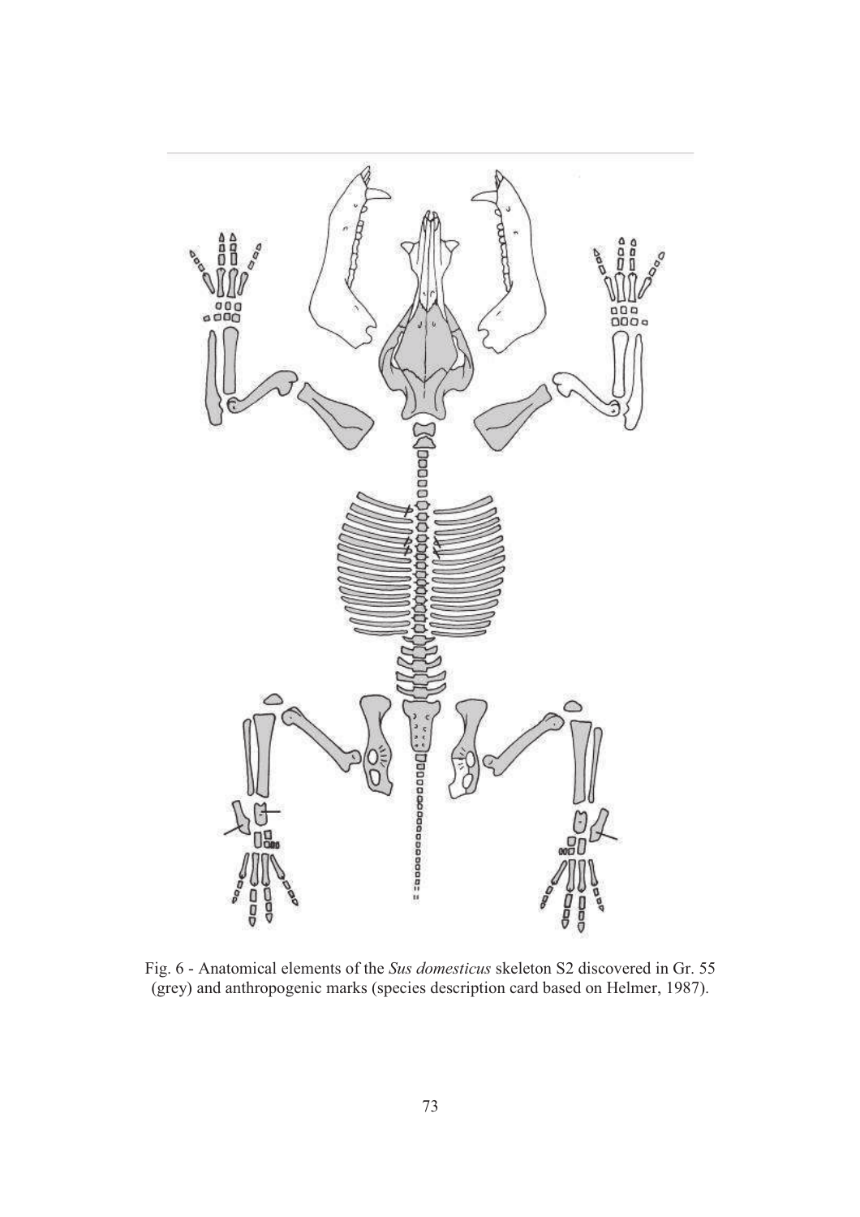Fig. 6 - Anatomical elements of the *Sus domesticus* skeleton S2 discovered in Gr. 55 (grey) and anthropogenic marks (species description card based on Helmer, 1987).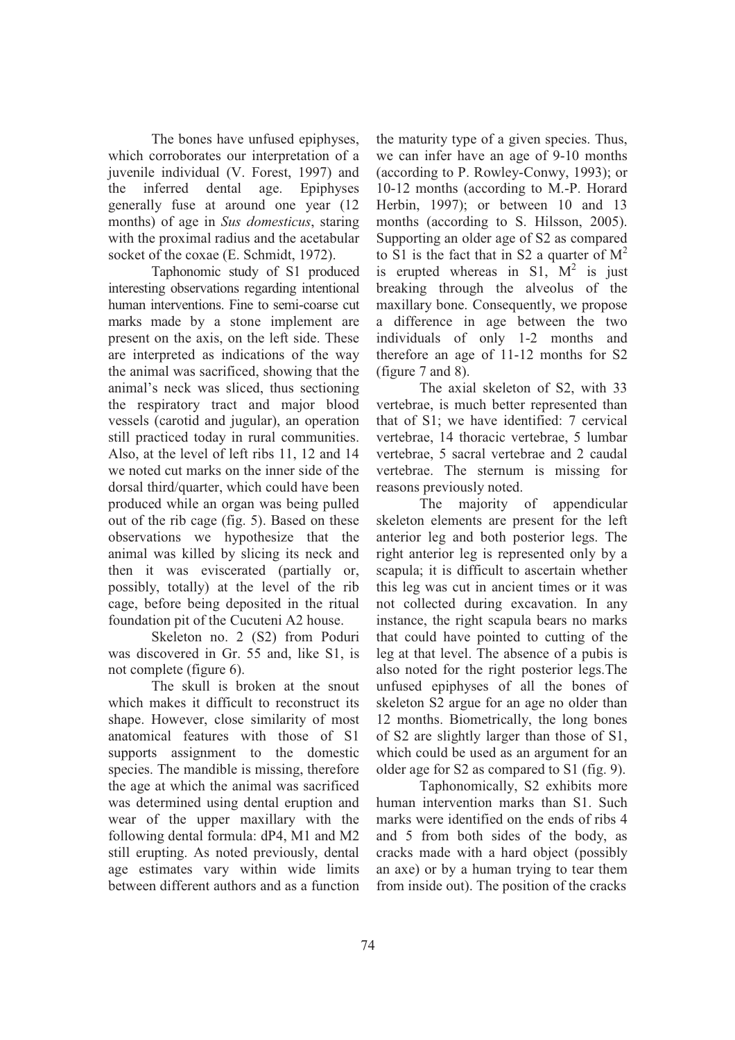The bones have unfused epiphyses, which corroborates our interpretation of a juvenile individual (V. Forest, 1997) and the inferred dental age. Epiphyses generally fuse at around one year (12 months) of age in *Sus domesticus*, staring with the proximal radius and the acetabular socket of the coxae (E. Schmidt, 1972).

Taphonomic study of S1 produced interesting observations regarding intentional human interventions. Fine to semi-coarse cut marks made by a stone implement are present on the axis, on the left side. These are interpreted as indications of the way the animal was sacrificed, showing that the animal's neck was sliced, thus sectioning the respiratory tract and major blood vessels (carotid and jugular), an operation still practiced today in rural communities. Also, at the level of left ribs 11, 12 and 14 we noted cut marks on the inner side of the dorsal third/quarter, which could have been produced while an organ was being pulled out of the rib cage (fig. 5). Based on these observations we hypothesize that the animal was killed by slicing its neck and then it was eviscerated (partially or, possibly, totally) at the level of the rib cage, before being deposited in the ritual foundation pit of the Cucuteni A2 house.

Skeleton no. 2 (S2) from Poduri was discovered in Gr. 55 and, like S1, is not complete (figure 6).

The skull is broken at the snout which makes it difficult to reconstruct its shape. However, close similarity of most anatomical features with those of S1 supports assignment to the domestic species. The mandible is missing, therefore the age at which the animal was sacrificed was determined using dental eruption and wear of the upper maxillary with the following dental formula: dP4, M1 and M2 still erupting. As noted previously, dental age estimates vary within wide limits between different authors and as a function the maturity type of a given species. Thus, we can infer have an age of 9-10 months (according to P. Rowley-Conwy, 1993); or 10-12 months (according to M.-P. Horard Herbin, 1997); or between 10 and 13 months (according to S. Hilsson, 2005). Supporting an older age of S2 as compared to S1 is the fact that in S2 a quarter of $M^2$ is erupted whereas in S1, $M^2$ is just breaking through the alveolus of the maxillary bone. Consequently, we propose a difference in age between the two individuals of only 1-2 months and therefore an age of 11-12 months for S2 (figure 7 and 8).

The axial skeleton of S2, with 33 vertebrae, is much better represented than that of S1; we have identified: 7 cervical vertebrae, 14 thoracic vertebrae, 5 lumbar vertebrae, 5 sacral vertebrae and 2 caudal vertebrae. The sternum is missing for reasons previously noted.

The majority of appendicular skeleton elements are present for the left anterior leg and both posterior legs. The right anterior leg is represented only by a scapula; it is difficult to ascertain whether this leg was cut in ancient times or it was not collected during excavation. In any instance, the right scapula bears no marks that could have pointed to cutting of the leg at that level. The absence of a pubis is also noted for the right posterior legs.The unfused epiphyses of all the bones of skeleton S2 argue for an age no older than 12 months. Biometrically, the long bones of S2 are slightly larger than those of S1, which could be used as an argument for an older age for S2 as compared to S1 (fig. 9).

Taphonomically, S2 exhibits more human intervention marks than S1. Such marks were identified on the ends of ribs 4 and 5 from both sides of the body, as cracks made with a hard object (possibly an axe) or by a human trying to tear them from inside out). The position of the cracks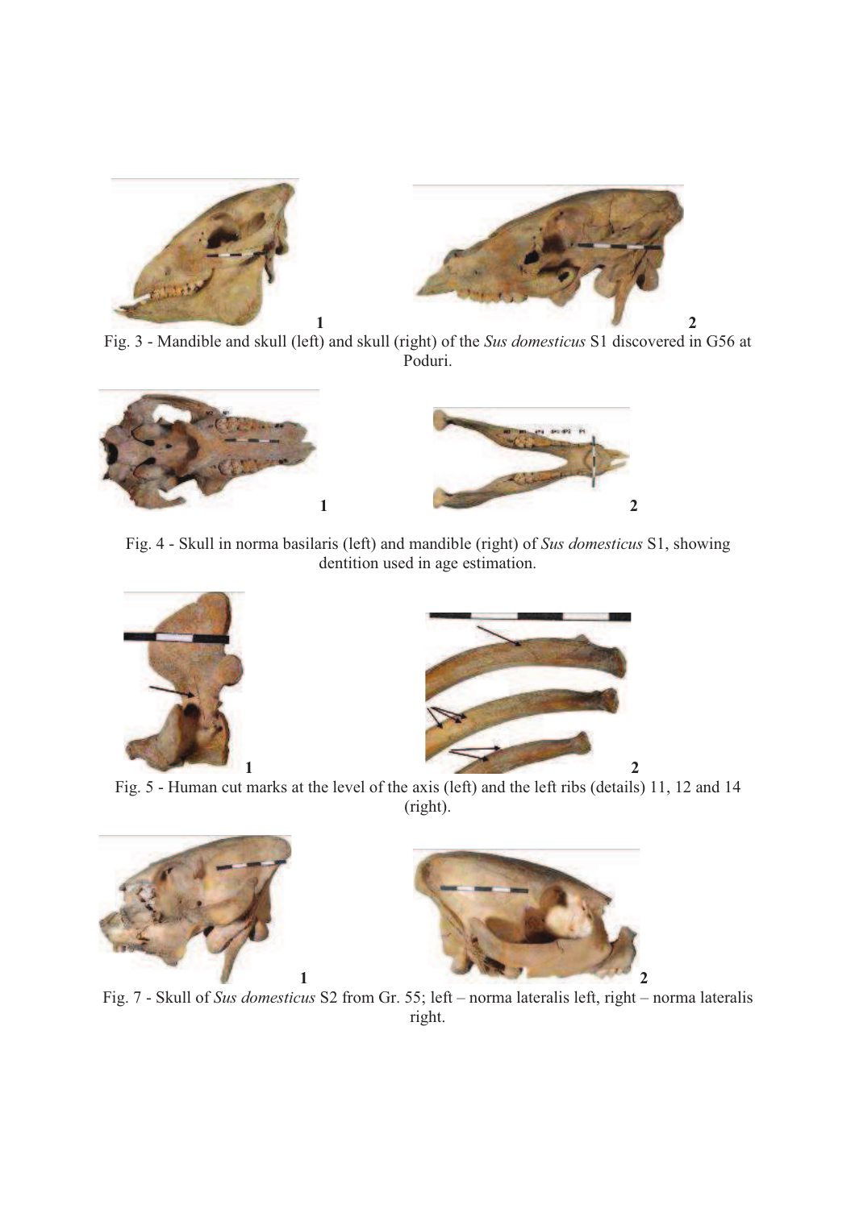1 2

Fig. 3 - Mandible and skull (left) and skull (right) of the *Sus domesticus* S1 discovered in G56 at Poduri.

1 2

Fig. 4 - Skull in norma basilaris (left) and mandible (right) of *Sus domesticus* S1, showing dentition used in age estimation.

1 2

Fig. 5 - Human cut marks at the level of the axis (left) and the left ribs (details) 11, 12 and 14 (right).

1 2

Fig. 7 - Skull of *Sus domesticus* S2 from Gr. 55; left – norma lateralis left, right – norma lateralis right.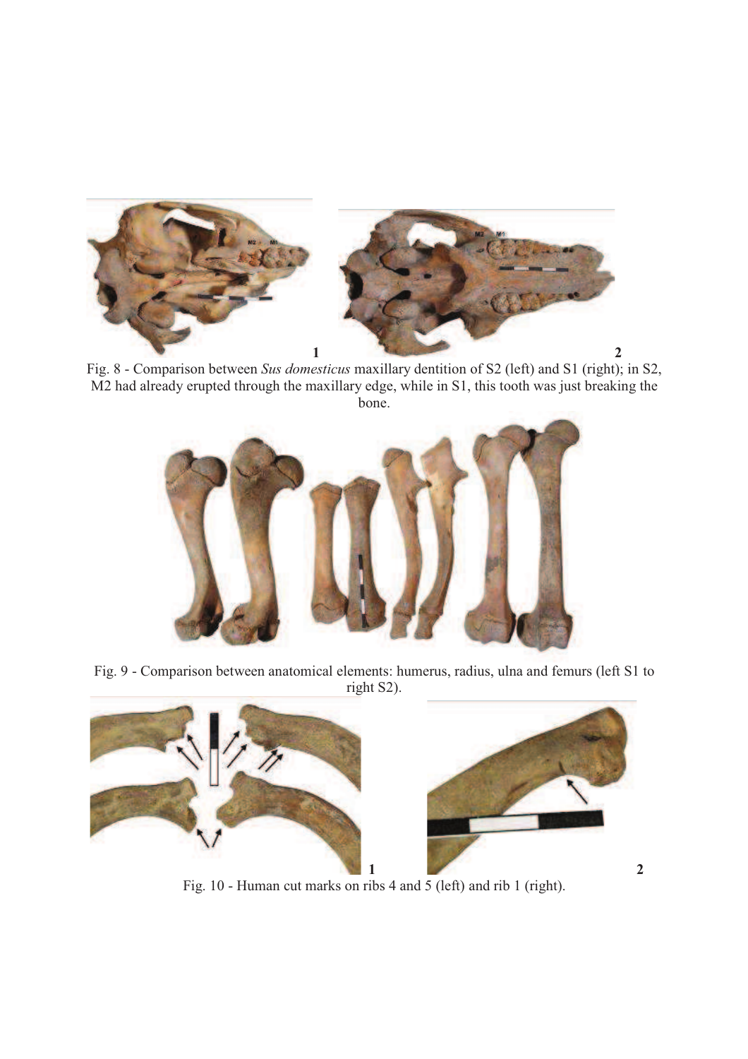Fig. 8 - Comparison between *Sus domesticus* maxillary dentition of S2 (left) and S1 (right); in S2, M2 had already erupted through the maxillary edge, while in S1, this tooth was just breaking the bone.

Fig. 9 - Comparison between anatomical elements: humerus, radius, ulna and femurs (left S1 to right S2).

Fig. 10 - Human cut marks on ribs 4 and 5 (left) and rib 1 (right).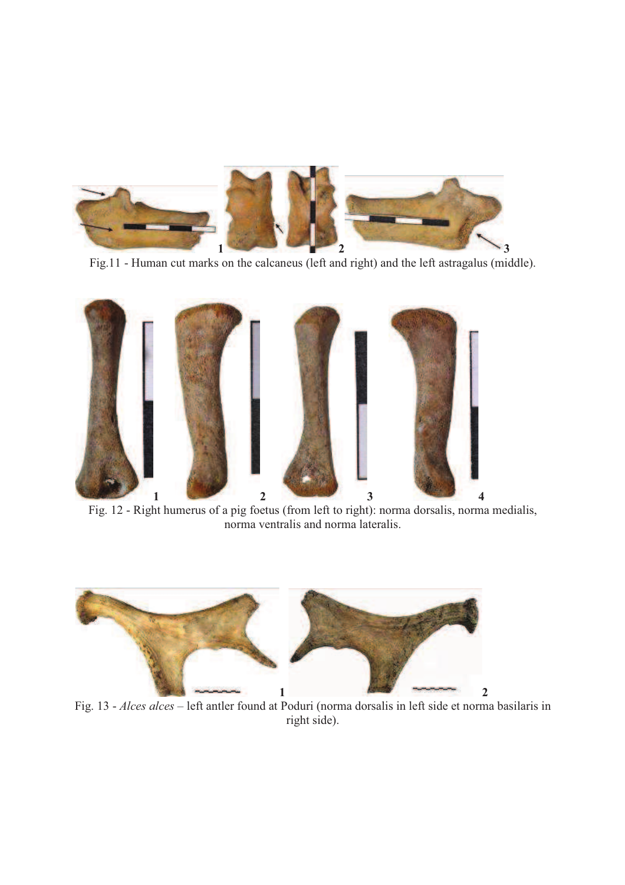Fig.11 - Human cut marks on the calcaneus (left and right) and the left astragalus (middle).

Fig. 12 - Right humerus of a pig foetus (from left to right): norma dorsalis, norma medialis, norma ventralis and norma lateralis.

Fig. 13 - *Alces alces* – left antler found at Poduri (norma dorsalis in left side et norma basilaris in right side).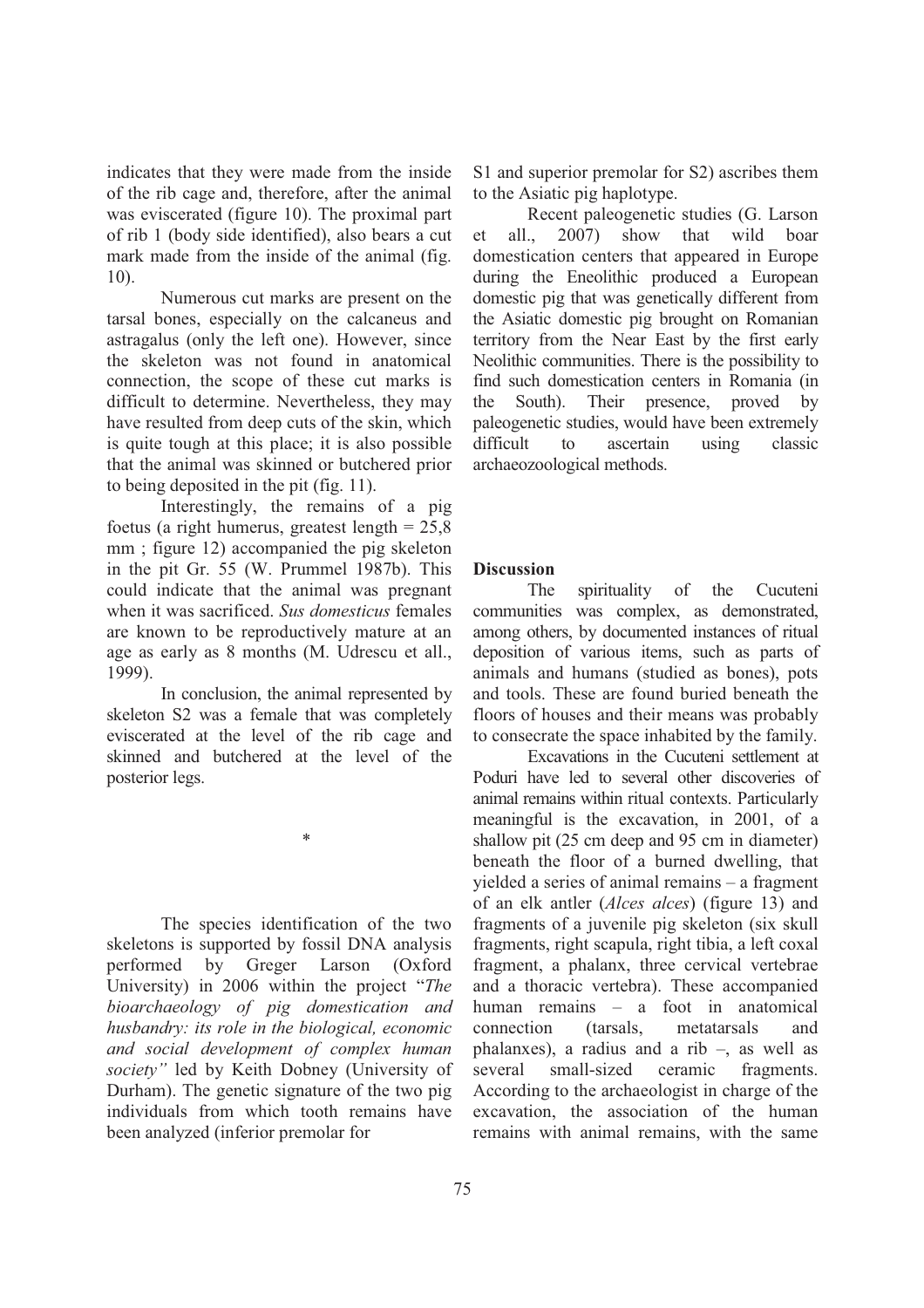indicates that they were made from the inside of the rib cage and, therefore, after the animal was eviscerated (figure 10). The proximal part of rib 1 (body side identified), also bears a cut mark made from the inside of the animal (fig. 10).

Numerous cut marks are present on the tarsal bones, especially on the calcaneus and astragalus (only the left one). However, since the skeleton was not found in anatomical connection, the scope of these cut marks is difficult to determine. Nevertheless, they may have resulted from deep cuts of the skin, which is quite tough at this place; it is also possible that the animal was skinned or butchered prior to being deposited in the pit (fig. 11).

Interestingly, the remains of a pig foetus (a right humerus, greatest length = 25,8 mm ; figure 12) accompanied the pig skeleton in the pit Gr. 55 (W. Prummel 1987b). This could indicate that the animal was pregnant when it was sacrificed. *Sus domesticus* females are known to be reproductively mature at an age as early as 8 months (M. Udrescu et all., 1999).

In conclusion, the animal represented by skeleton S2 was a female that was completely eviscerated at the level of the rib cage and skinned and butchered at the level of the posterior legs.

*

The species identification of the two skeletons is supported by fossil DNA analysis performed by Greger Larson (Oxford University) in 2006 within the project "*The bioarchaeology of pig domestication and husbandry: its role in the biological, economic and social development of complex human society"* led by Keith Dobney (University of Durham). The genetic signature of the two pig individuals from which tooth remains have been analyzed (inferior premolar for S1 and superior premolar for S2) ascribes them to the Asiatic pig haplotype.

Recent paleogenetic studies (G. Larson et all., 2007) show that wild boar domestication centers that appeared in Europe during the Eneolithic produced a European domestic pig that was genetically different from the Asiatic domestic pig brought on Romanian territory from the Near East by the first early Neolithic communities. There is the possibility to find such domestication centers in Romania (in the South). Their presence, proved by paleogenetic studies, would have been extremely difficult to ascertain using classic archaeozoological methods.

## Discussion

The spirituality of the Cucuteni communities was complex, as demonstrated, among others, by documented instances of ritual deposition of various items, such as parts of animals and humans (studied as bones), pots and tools. These are found buried beneath the floors of houses and their means was probably to consecrate the space inhabited by the family.

Excavations in the Cucuteni settlement at Poduri have led to several other discoveries of animal remains within ritual contexts. Particularly meaningful is the excavation, in 2001, of a shallow pit (25 cm deep and 95 cm in diameter) beneath the floor of a burned dwelling, that yielded a series of animal remains – a fragment of an elk antler (*Alces alces*) (figure 13) and fragments of a juvenile pig skeleton (six skull fragments, right scapula, right tibia, a left coxal fragment, a phalanx, three cervical vertebrae and a thoracic vertebra). These accompanied human remains – a foot in anatomical connection (tarsals, metatarsals and phalanxes), a radius and a rib –, as well as several small-sized ceramic fragments. According to the archaeologist in charge of the excavation, the association of the human remains with animal remains, with the same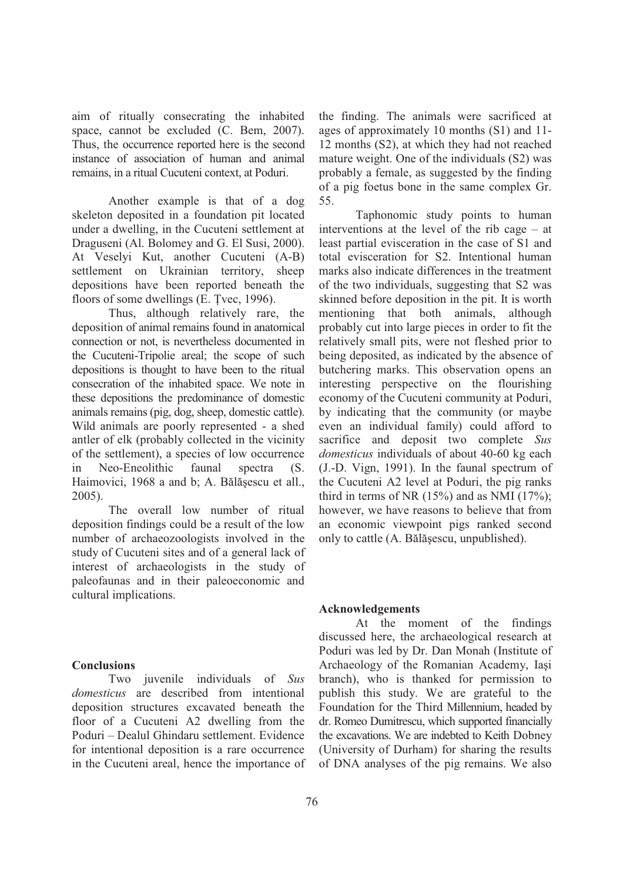aim of ritually consecrating the inhabited space, cannot be excluded (C. Bem, 2007). Thus, the occurrence reported here is the second instance of association of human and animal remains, in a ritual Cucuteni context, at Poduri.

Another example is that of a dog skeleton deposited in a foundation pit located under a dwelling, in the Cucuteni settlement at Draguseni (Al. Bolomey and G. El Susi, 2000). At Veselyi Kut, another Cucuteni (A-B) settlement on Ukrainian territory, sheep depositions have been reported beneath the floors of some dwellings (E. Ţvec, 1996).

Thus, although relatively rare, the deposition of animal remains found in anatomical connection or not, is nevertheless documented in the Cucuteni-Tripolie areal; the scope of such depositions is thought to have been to the ritual consecration of the inhabited space. We note in these depositions the predominance of domestic animals remains (pig, dog, sheep, domestic cattle). Wild animals are poorly represented - a shed antler of elk (probably collected in the vicinity of the settlement), a species of low occurrence in Neo-Eneolithic faunal spectra (S. Haimovici, 1968 a and b; A. Bălăşescu et all., 2005).

The overall low number of ritual deposition findings could be a result of the low number of archaeozoologists involved in the study of Cucuteni sites and of a general lack of interest of archaeologists in the study of paleofaunas and in their paleoeconomic and cultural implications.

**Conclusions**

Two juvenile individuals of *Sus domesticus* are described from intentional deposition structures excavated beneath the floor of a Cucuteni A2 dwelling from the Poduri – Dealul Ghindaru settlement. Evidence for intentional deposition is a rare occurrence in the Cucuteni areal, hence the importance of the finding. The animals were sacrificed at ages of approximately 10 months (S1) and 11-12 months (S2), at which they had not reached mature weight. One of the individuals (S2) was probably a female, as suggested by the finding of a pig foetus bone in the same complex Gr. 55.

Taphonomic study points to human interventions at the level of the rib cage – at least partial evisceration in the case of S1 and total evisceration for S2. Intentional human marks also indicate differences in the treatment of the two individuals, suggesting that S2 was skinned before deposition in the pit. It is worth mentioning that both animals, although probably cut into large pieces in order to fit the relatively small pits, were not fleshed prior to being deposited, as indicated by the absence of butchering marks. This observation opens an interesting perspective on the flourishing economy of the Cucuteni community at Poduri, by indicating that the community (or maybe even an individual family) could afford to sacrifice and deposit two complete *Sus domesticus* individuals of about 40-60 kg each (J.-D. Vign, 1991). In the faunal spectrum of the Cucuteni A2 level at Poduri, the pig ranks third in terms of NR (15%) and as NMI (17%); however, we have reasons to believe that from an economic viewpoint pigs ranked second only to cattle (A. Bălăşescu, unpublished).

**Acknowledgements**

At the moment of the findings discussed here, the archaeological research at Poduri was led by Dr. Dan Monah (Institute of Archaeology of the Romanian Academy, Iaşi branch), who is thanked for permission to publish this study. We are grateful to the Foundation for the Third Millennium, headed by dr. Romeo Dumitrescu, which supported financially the excavations. We are indebted to Keith Dobney (University of Durham) for sharing the results of DNA analyses of the pig remains. We also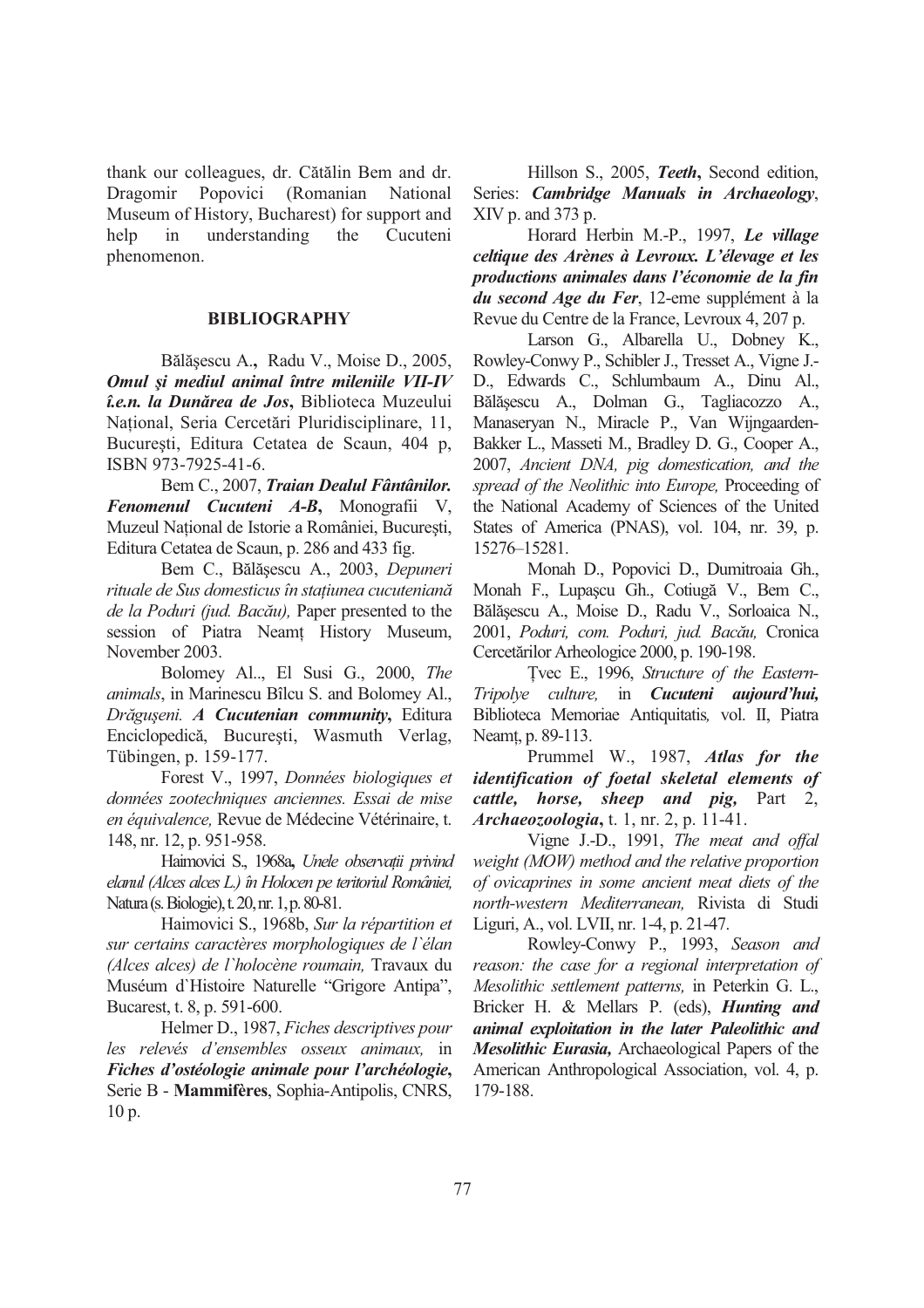thank our colleagues, dr. Cătălin Bem and dr. Dragomir Popovici (Romanian National Museum of History, Bucharest) for support and help in understanding the Cucuteni phenomenon.

## BIBLIOGRAPHY

Bălăşescu A., Radu V., Moise D., 2005, ***Omul şi mediul animal între mileniile VII-IV î.e.n. la Dunărea de Jos***, Biblioteca Muzeului Naţional, Seria Cercetări Pluridisciplinare, 11, Bucureşti, Editura Cetatea de Scaun, 404 p, ISBN 973-7925-41-6.

Bem C., 2007, ***Traian Dealul Fântânilor. Fenomenul Cucuteni A-B***, Monografii V, Muzeul Naţional de Istorie a României, Bucureşti, Editura Cetatea de Scaun, p. 286 and 433 fig.

Bem C., Bălăşescu A., 2003, *Depuneri rituale de Sus domesticus în staţiunea cucuteniană de la Poduri (jud. Bacău),* Paper presented to the session of Piatra Neamţ History Museum, November 2003.

Bolomey Al.., El Susi G., 2000, *The animals*, in Marinescu Bîlcu S. and Bolomey Al., *Drăguşeni.* ***A Cucutenian community***, Editura Enciclopedică, Bucureşti, Wasmuth Verlag, Tübingen, p. 159-177.

Forest V., 1997, *Données biologiques et données zootechniques anciennes. Essai de mise en équivalence,* Revue de Médecine Vétérinaire, t. 148, nr. 12, p. 951-958.

Haimovici S., 1968a**,** *Unele observaţii privind elanul (Alces alces L.) în Holocen pe teritoriul României,* Natura (s. Biologie), t. 20, nr. 1, p. 80-81.

Haimovici S., 1968b, *Sur la répartition et sur certains caractères morphologiques de l`élan (Alces alces) de l`holocène roumain,* Travaux du Muséum d`Histoire Naturelle "Grigore Antipa", Bucarest, t. 8, p. 591-600.

Helmer D., 1987, *Fiches descriptives pour les relevés d'ensembles osseux animaux,* in ***Fiches d'ostéologie animale pour l'archéologie***, Serie B - **Mammifères**, Sophia-Antipolis, CNRS, 10 p.

Hillson S., 2005, ***Teeth***, Second edition, Series: ***Cambridge Manuals in Archaeology***, XIV p. and 373 p.

Horard Herbin M.-P., 1997, ***Le village celtique des Arènes à Levroux. L'élevage et les productions animales dans l'économie de la fin du second Age du Fer***, 12-eme supplément à la Revue du Centre de la France, Levroux 4, 207 p.

Larson G., Albarella U., Dobney K., Rowley-Conwy P., Schibler J., Tresset A., Vigne J.-D., Edwards C., Schlumbaum A., Dinu Al., Bălăşescu A., Dolman G., Tagliacozzo A., Manaseryan N., Miracle P., Van Wijngaarden-Bakker L., Masseti M., Bradley D. G., Cooper A., 2007, *Ancient DNA, pig domestication, and the spread of the Neolithic into Europe,* Proceeding of the National Academy of Sciences of the United States of America (PNAS), vol. 104, nr. 39, p. 15276–15281.

Monah D., Popovici D., Dumitroaia Gh., Monah F., Lupaşcu Gh., Cotiugă V., Bem C., Bălăşescu A., Moise D., Radu V., Sorloaica N., 2001, *Poduri, com. Poduri, jud. Bacău,* Cronica Cercetărilor Arheologice 2000, p. 190-198.

Ţvec E., 1996, *Structure of the Eastern-Tripolye culture,* in ***Cucuteni aujourd'hui,*** Biblioteca Memoriae Antiquitatis*,* vol. II, Piatra Neamţ, p. 89-113.

Prummel W., 1987, ***Atlas for the identification of foetal skeletal elements of cattle, horse, sheep and pig,*** Part 2, ***Archaeozoologia***, t. 1, nr. 2, p. 11-41.

Vigne J.-D., 1991, *The meat and offal weight (MOW) method and the relative proportion of ovicaprines in some ancient meat diets of the north-western Mediterranean,* Rivista di Studi Liguri, A., vol. LVII, nr. 1-4, p. 21-47.

Rowley-Conwy P., 1993, *Season and reason: the case for a regional interpretation of Mesolithic settlement patterns,* in Peterkin G. L., Bricker H. & Mellars P. (eds), ***Hunting and animal exploitation in the later Paleolithic and Mesolithic Eurasia,*** Archaeological Papers of the American Anthropological Association, vol. 4, p. 179-188.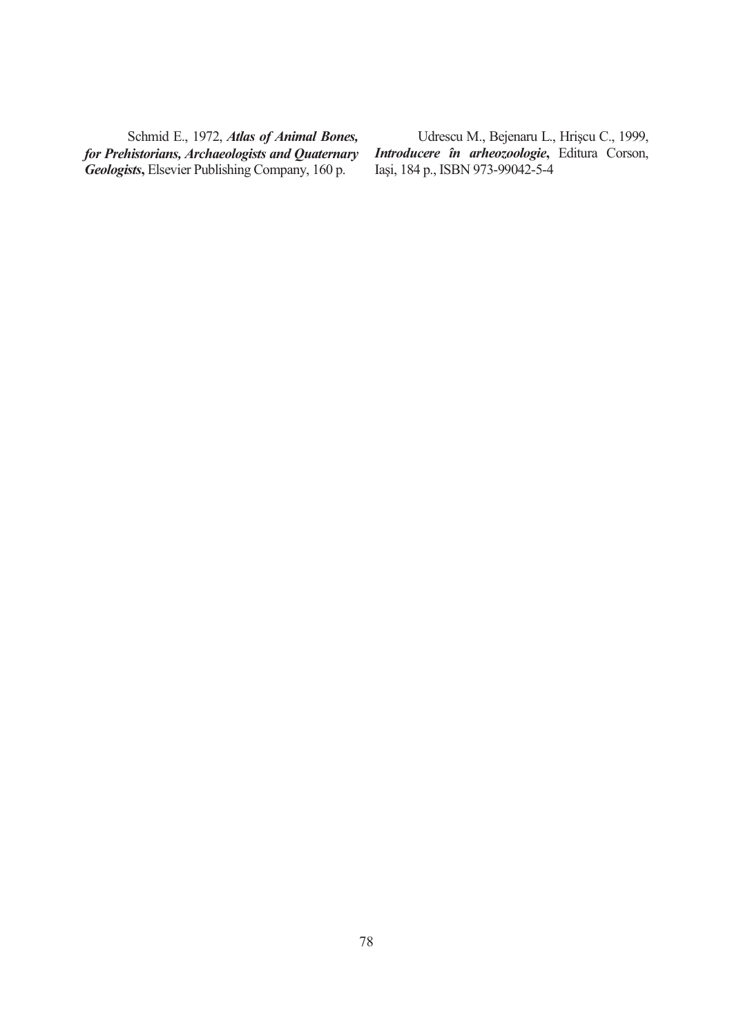Schmid E., 1972, ***Atlas of Animal Bones, for Prehistorians, Archaeologists and Quaternary Geologists***, Elsevier Publishing Company, 160 p.

Udrescu M., Bejenaru L., Hrişcu C., 1999, ***Introducere în arheozoologie***, Editura Corson, Iaşi, 184 p., ISBN 973-99042-5-4